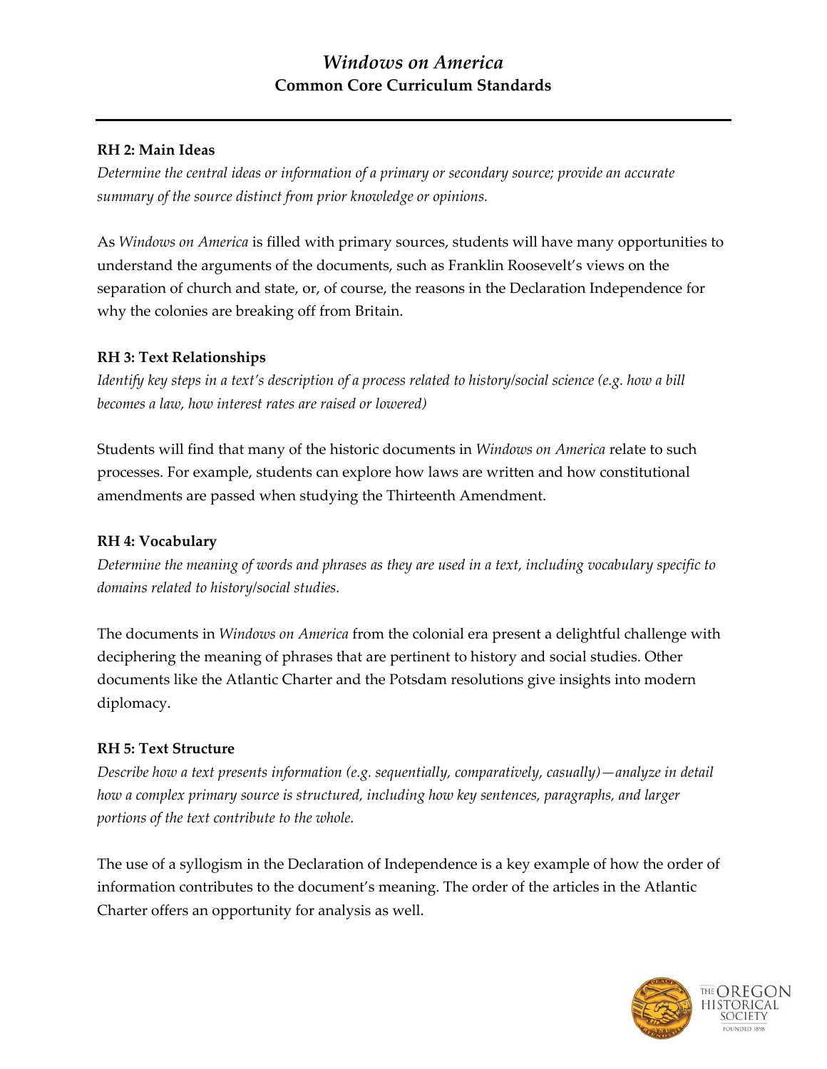# *Windows on America*

## Common Core Curriculum Standards

---

**RH 2: Main Ideas**

*Determine the central ideas or information of a primary or secondary source; provide an accurate summary of the source distinct from prior knowledge or opinions.*

As *Windows on America* is filled with primary sources, students will have many opportunities to understand the arguments of the documents, such as Franklin Roosevelt's views on the separation of church and state, or, of course, the reasons in the Declaration Independence for why the colonies are breaking off from Britain.

**RH 3: Text Relationships**

*Identify key steps in a text's description of a process related to history/social science (e.g. how a bill becomes a law, how interest rates are raised or lowered)*

Students will find that many of the historic documents in *Windows on America* relate to such processes. For example, students can explore how laws are written and how constitutional amendments are passed when studying the Thirteenth Amendment.

**RH 4: Vocabulary**

*Determine the meaning of words and phrases as they are used in a text, including vocabulary specific to domains related to history/social studies.*

The documents in *Windows on America* from the colonial era present a delightful challenge with deciphering the meaning of phrases that are pertinent to history and social studies. Other documents like the Atlantic Charter and the Potsdam resolutions give insights into modern diplomacy.

**RH 5: Text Structure**

*Describe how a text presents information (e.g. sequentially, comparatively, casually)—analyze in detail how a complex primary source is structured, including how key sentences, paragraphs, and larger portions of the text contribute to the whole.*

The use of a syllogism in the Declaration of Independence is a key example of how the order of information contributes to the document's meaning. The order of the articles in the Atlantic Charter offers an opportunity for analysis as well.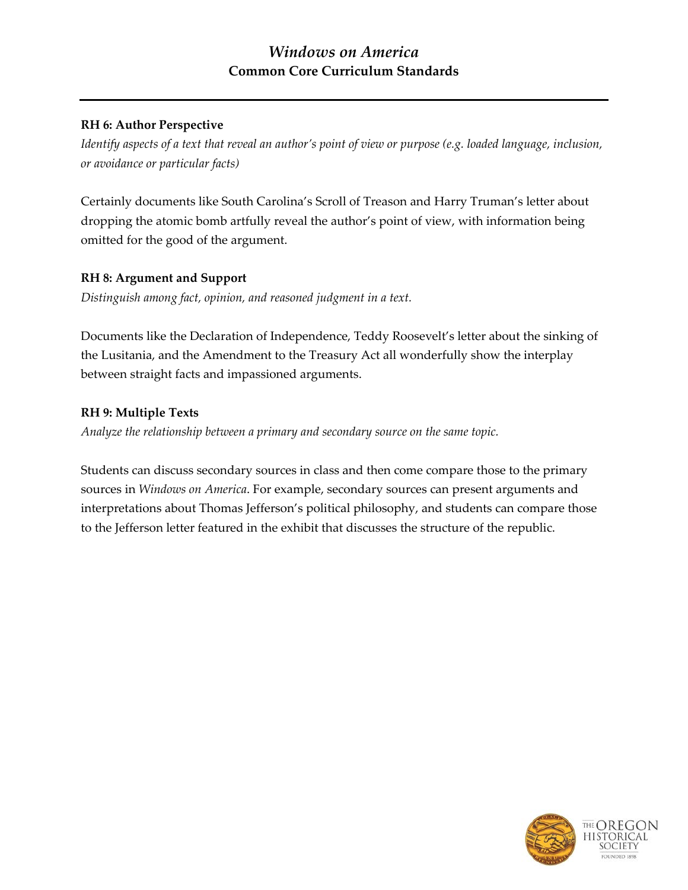# *Windows on America*
## Common Core Curriculum Standards

---

**RH 6: Author Perspective**

*Identify aspects of a text that reveal an author's point of view or purpose (e.g. loaded language, inclusion, or avoidance or particular facts)*

Certainly documents like South Carolina's Scroll of Treason and Harry Truman's letter about dropping the atomic bomb artfully reveal the author's point of view, with information being omitted for the good of the argument.

**RH 8: Argument and Support**

*Distinguish among fact, opinion, and reasoned judgment in a text.*

Documents like the Declaration of Independence, Teddy Roosevelt's letter about the sinking of the Lusitania, and the Amendment to the Treasury Act all wonderfully show the interplay between straight facts and impassioned arguments.

**RH 9: Multiple Texts**

*Analyze the relationship between a primary and secondary source on the same topic.*

Students can discuss secondary sources in class and then come compare those to the primary sources in *Windows on America*. For example, secondary sources can present arguments and interpretations about Thomas Jefferson's political philosophy, and students can compare those to the Jefferson letter featured in the exhibit that discusses the structure of the republic.